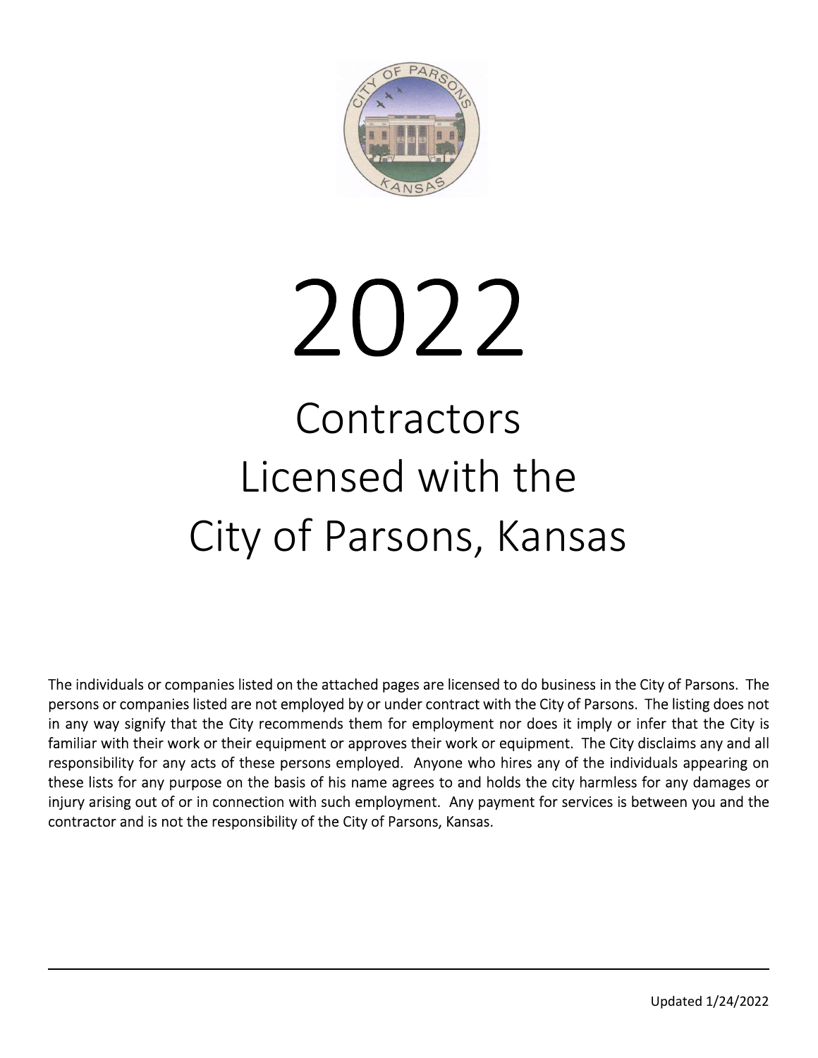# 2022

## Contractors Licensed with the City of Parsons, Kansas

The individuals or companies listed on the attached pages are licensed to do business in the City of Parsons. The persons or companies listed are not employed by or under contract with the City of Parsons. The listing does not in any way signify that the City recommends them for employment nor does it imply or infer that the City is familiar with their work or their equipment or approves their work or equipment. The City disclaims any and all responsibility for any acts of these persons employed. Anyone who hires any of the individuals appearing on these lists for any purpose on the basis of his name agrees to and holds the city harmless for any damages or injury arising out of or in connection with such employment. Any payment for services is between you and the contractor and is not the responsibility of the City of Parsons, Kansas.

Updated 1/24/2022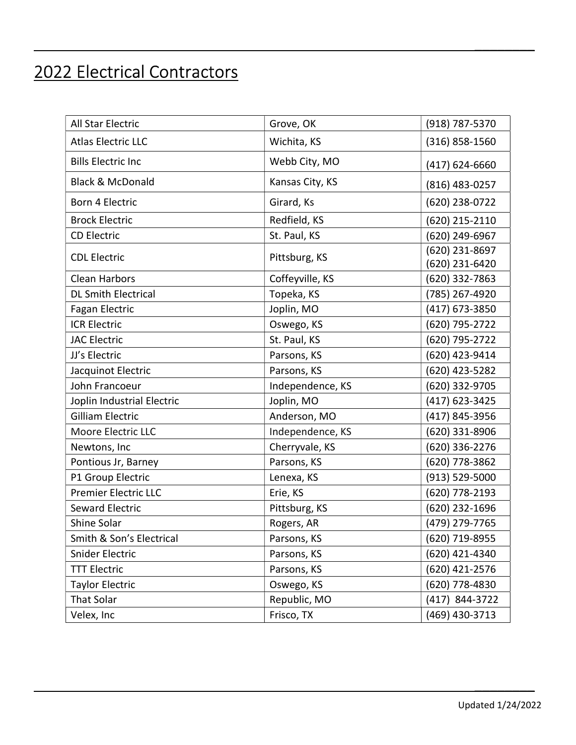# 2022 Electrical Contractors

| | | |
|---|---|---|
| All Star Electric | Grove, OK | (918) 787-5370 |
| Atlas Electric LLC | Wichita, KS | (316) 858-1560 |
| Bills Electric Inc | Webb City, MO | (417) 624-6660 |
| Black & McDonald | Kansas City, KS | (816) 483-0257 |
| Born 4 Electric | Girard, Ks | (620) 238-0722 |
| Brock Electric | Redfield, KS | (620) 215-2110 |
| CD Electric | St. Paul, KS | (620) 249-6967 |
| CDL Electric | Pittsburg, KS | (620) 231-8697<br>(620) 231-6420 |
| Clean Harbors | Coffeyville, KS | (620) 332-7863 |
| DL Smith Electrical | Topeka, KS | (785) 267-4920 |
| Fagan Electric | Joplin, MO | (417) 673-3850 |
| ICR Electric | Oswego, KS | (620) 795-2722 |
| JAC Electric | St. Paul, KS | (620) 795-2722 |
| JJ's Electric | Parsons, KS | (620) 423-9414 |
| Jacquinot Electric | Parsons, KS | (620) 423-5282 |
| John Francoeur | Independence, KS | (620) 332-9705 |
| Joplin Industrial Electric | Joplin, MO | (417) 623-3425 |
| Gilliam Electric | Anderson, MO | (417) 845-3956 |
| Moore Electric LLC | Independence, KS | (620) 331-8906 |
| Newtons, Inc | Cherryvale, KS | (620) 336-2276 |
| Pontious Jr, Barney | Parsons, KS | (620) 778-3862 |
| P1 Group Electric | Lenexa, KS | (913) 529-5000 |
| Premier Electric LLC | Erie, KS | (620) 778-2193 |
| Seward Electric | Pittsburg, KS | (620) 232-1696 |
| Shine Solar | Rogers, AR | (479) 279-7765 |
| Smith & Son's Electrical | Parsons, KS | (620) 719-8955 |
| Snider Electric | Parsons, KS | (620) 421-4340 |
| TTT Electric | Parsons, KS | (620) 421-2576 |
| Taylor Electric | Oswego, KS | (620) 778-4830 |
| That Solar | Republic, MO | (417) 844-3722 |
| Velex, Inc | Frisco, TX | (469) 430-3713 |

Updated 1/24/2022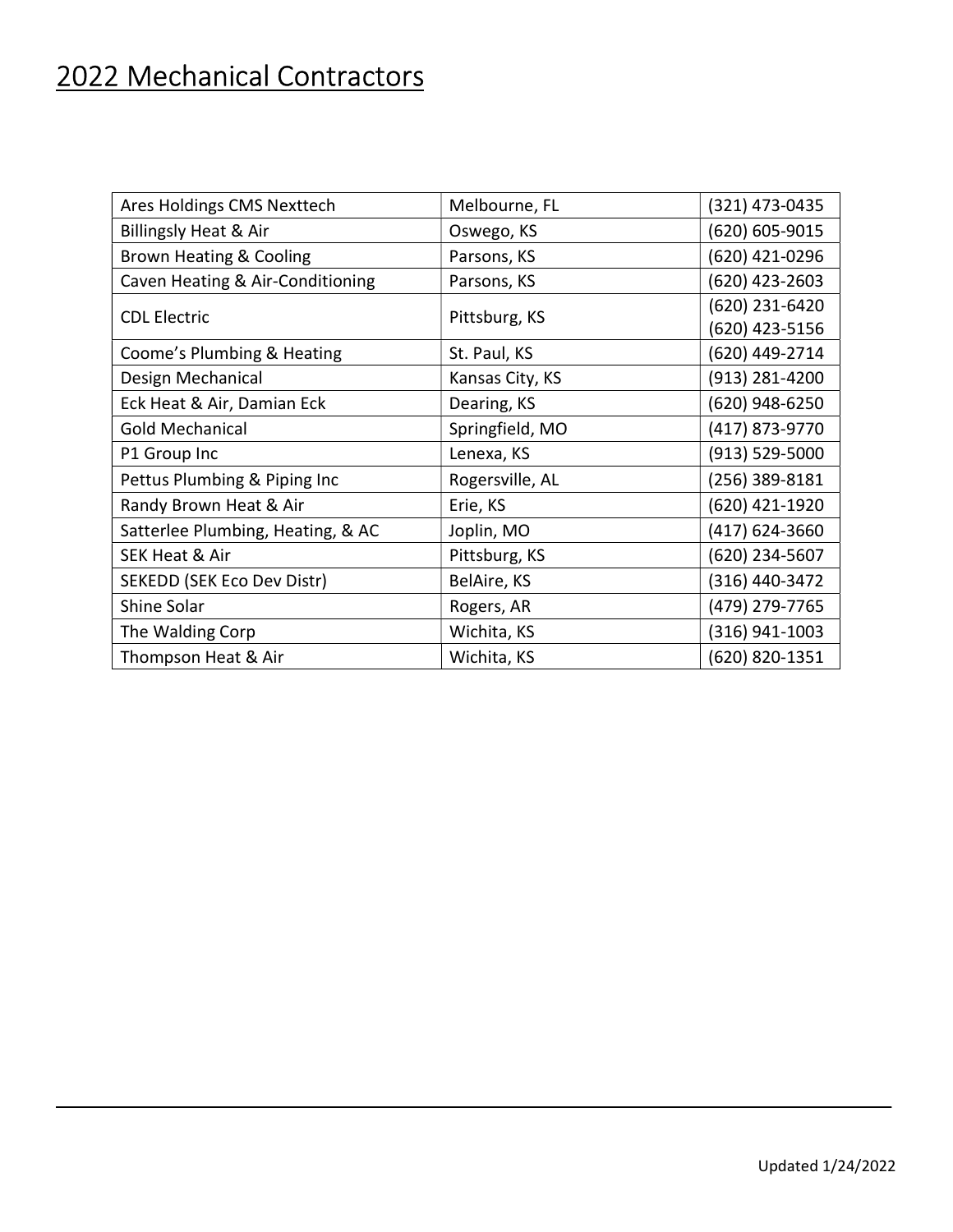# 2022 Mechanical Contractors

| Name | Location | Phone |
|---|---|---|
| Ares Holdings CMS Nexttech | Melbourne, FL | (321) 473-0435 |
| Billingsly Heat & Air | Oswego, KS | (620) 605-9015 |
| Brown Heating & Cooling | Parsons, KS | (620) 421-0296 |
| Caven Heating & Air-Conditioning | Parsons, KS | (620) 423-2603 |
| CDL Electric | Pittsburg, KS | (620) 231-6420<br>(620) 423-5156 |
| Coome's Plumbing & Heating | St. Paul, KS | (620) 449-2714 |
| Design Mechanical | Kansas City, KS | (913) 281-4200 |
| Eck Heat & Air, Damian Eck | Dearing, KS | (620) 948-6250 |
| Gold Mechanical | Springfield, MO | (417) 873-9770 |
| P1 Group Inc | Lenexa, KS | (913) 529-5000 |
| Pettus Plumbing & Piping Inc | Rogersville, AL | (256) 389-8181 |
| Randy Brown Heat & Air | Erie, KS | (620) 421-1920 |
| Satterlee Plumbing, Heating, & AC | Joplin, MO | (417) 624-3660 |
| SEK Heat & Air | Pittsburg, KS | (620) 234-5607 |
| SEKEDD (SEK Eco Dev Distr) | BelAire, KS | (316) 440-3472 |
| Shine Solar | Rogers, AR | (479) 279-7765 |
| The Walding Corp | Wichita, KS | (316) 941-1003 |
| Thompson Heat & Air | Wichita, KS | (620) 820-1351 |

Updated 1/24/2022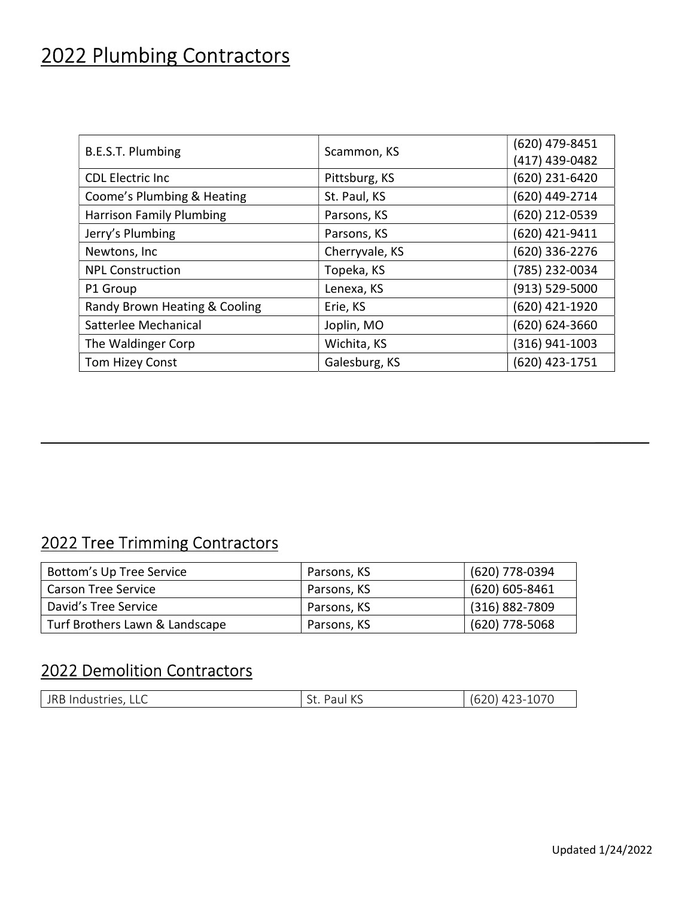# 2022 Plumbing Contractors

| | | |
|---|---|---|
| B.E.S.T. Plumbing | Scammon, KS | (620) 479-8451<br>(417) 439-0482 |
| CDL Electric Inc | Pittsburg, KS | (620) 231-6420 |
| Coome's Plumbing & Heating | St. Paul, KS | (620) 449-2714 |
| Harrison Family Plumbing | Parsons, KS | (620) 212-0539 |
| Jerry's Plumbing | Parsons, KS | (620) 421-9411 |
| Newtons, Inc | Cherryvale, KS | (620) 336-2276 |
| NPL Construction | Topeka, KS | (785) 232-0034 |
| P1 Group | Lenexa, KS | (913) 529-5000 |
| Randy Brown Heating & Cooling | Erie, KS | (620) 421-1920 |
| Satterlee Mechanical | Joplin, MO | (620) 624-3660 |
| The Waldinger Corp | Wichita, KS | (316) 941-1003 |
| Tom Hizey Const | Galesburg, KS | (620) 423-1751 |

---

## 2022 Tree Trimming Contractors

| | | |
|---|---|---|
| Bottom's Up Tree Service | Parsons, KS | (620) 778-0394 |
| Carson Tree Service | Parsons, KS | (620) 605-8461 |
| David's Tree Service | Parsons, KS | (316) 882-7809 |
| Turf Brothers Lawn & Landscape | Parsons, KS | (620) 778-5068 |

## 2022 Demolition Contractors

| | | |
|---|---|---|
| JRB Industries, LLC | St. Paul KS | (620) 423-1070 |

Updated 1/24/2022